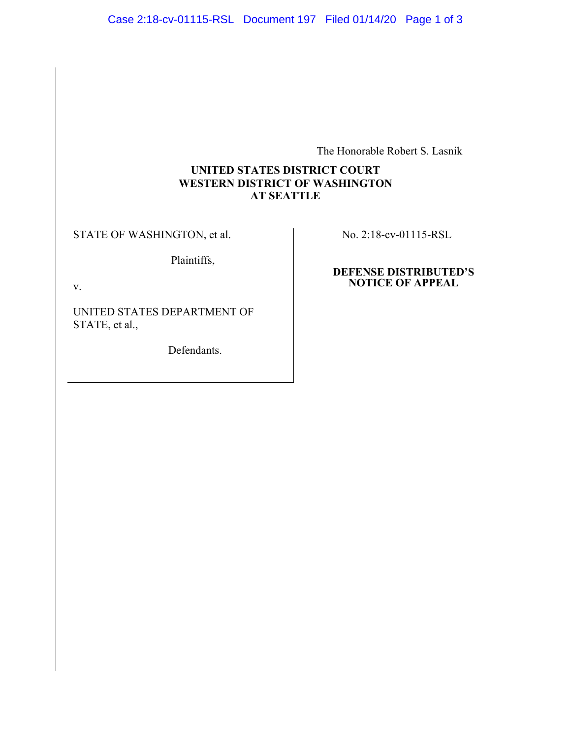The Honorable Robert S. Lasnik

**UNITED STATES DISTRICT COURT**
**WESTERN DISTRICT OF WASHINGTON**
**AT SEATTLE**

| | |
|---|---|
| STATE OF WASHINGTON, et al.<br><br>Plaintiffs,<br><br>v.<br><br>UNITED STATES DEPARTMENT OF STATE, et al.,<br><br>Defendants. | No. 2:18-cv-01115-RSL<br><br>**DEFENSE DISTRIBUTED'S NOTICE OF APPEAL** |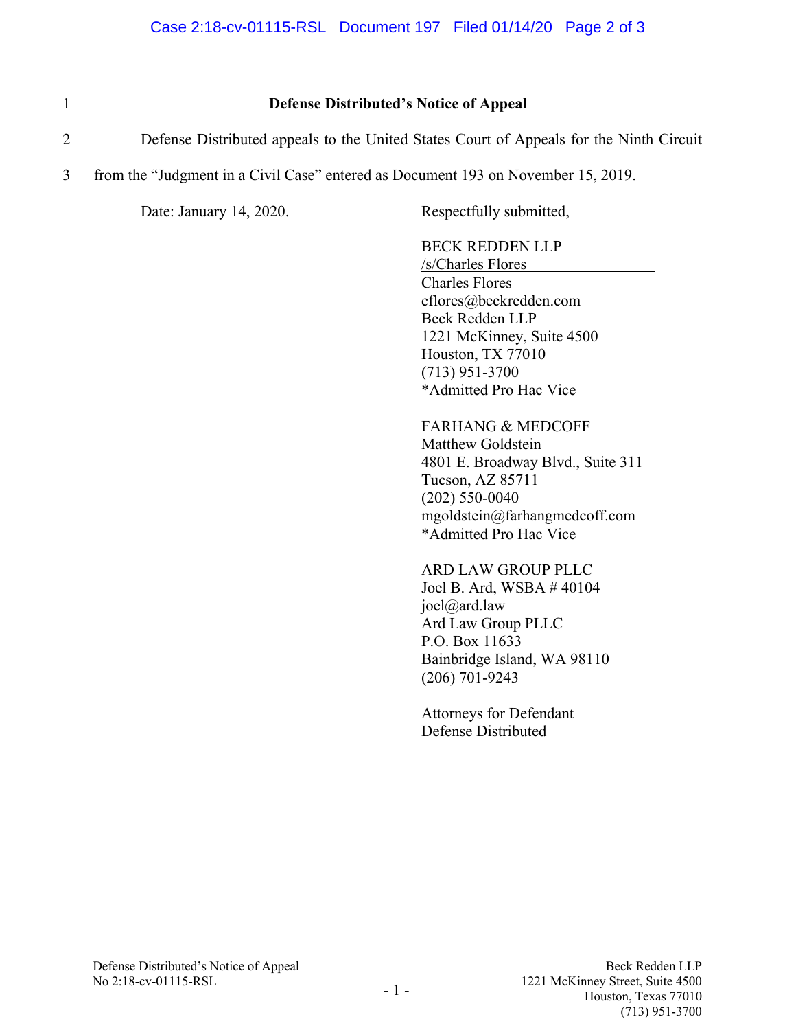**Defense Distributed's Notice of Appeal**

Defense Distributed appeals to the United States Court of Appeals for the Ninth Circuit from the "Judgment in a Civil Case" entered as Document 193 on November 15, 2019.

Date: January 14, 2020.

Respectfully submitted,

BECK REDDEN LLP
/s/Charles Flores
Charles Flores
cflores@beckredden.com
Beck Redden LLP
1221 McKinney, Suite 4500
Houston, TX 77010
(713) 951-3700
*Admitted Pro Hac Vice

FARHANG & MEDCOFF
Matthew Goldstein
4801 E. Broadway Blvd., Suite 311
Tucson, AZ 85711
(202) 550-0040
mgoldstein@farhangmedcoff.com
*Admitted Pro Hac Vice

ARD LAW GROUP PLLC
Joel B. Ard, WSBA # 40104
joel@ard.law
Ard Law Group PLLC
P.O. Box 11633
Bainbridge Island, WA 98110
(206) 701-9243

Attorneys for Defendant
Defense Distributed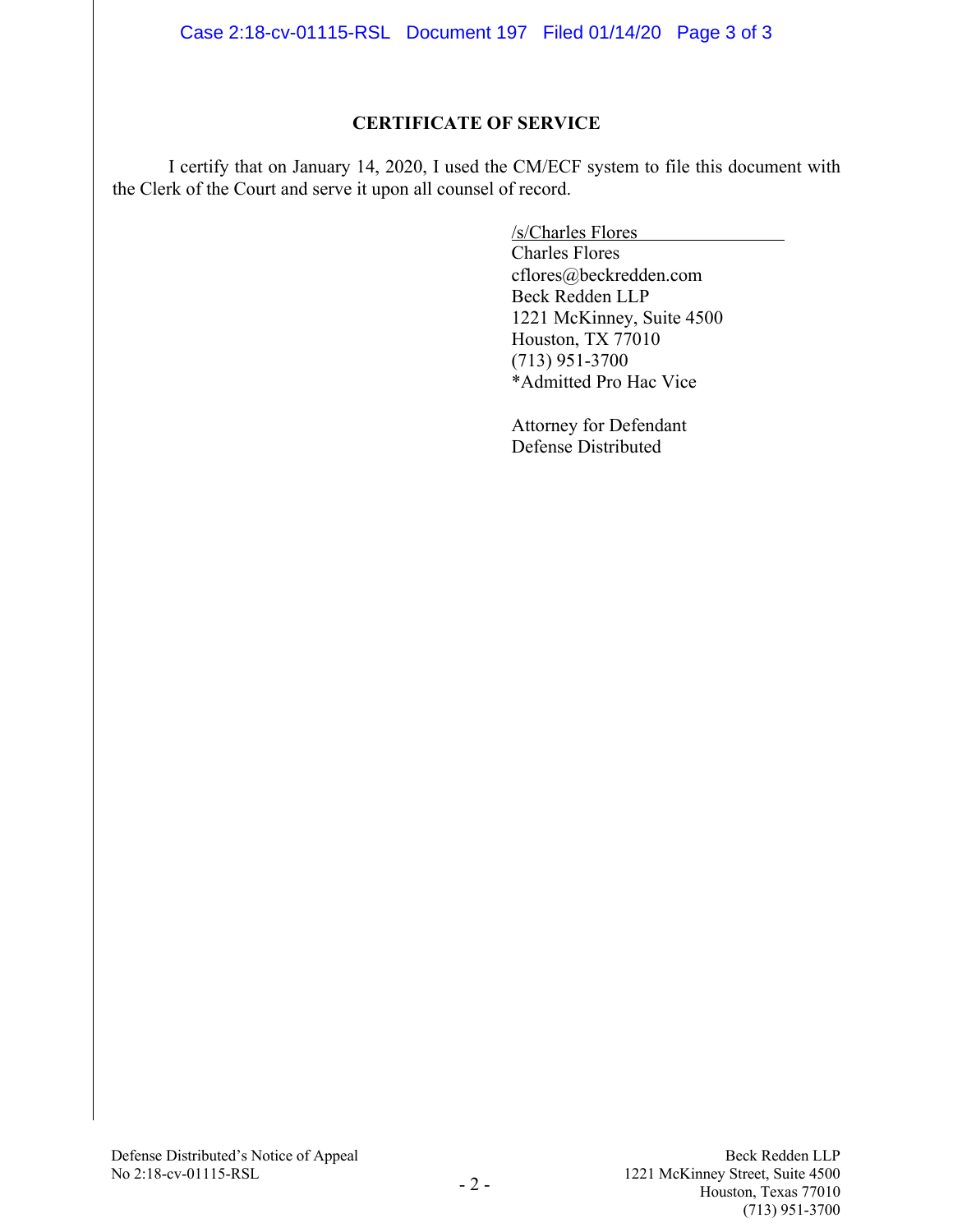## CERTIFICATE OF SERVICE

I certify that on January 14, 2020, I used the CM/ECF system to file this document with the Clerk of the Court and serve it upon all counsel of record.

/s/Charles Flores
Charles Flores
cflores@beckredden.com
Beck Redden LLP
1221 McKinney, Suite 4500
Houston, TX 77010
(713) 951-3700
*Admitted Pro Hac Vice

Attorney for Defendant
Defense Distributed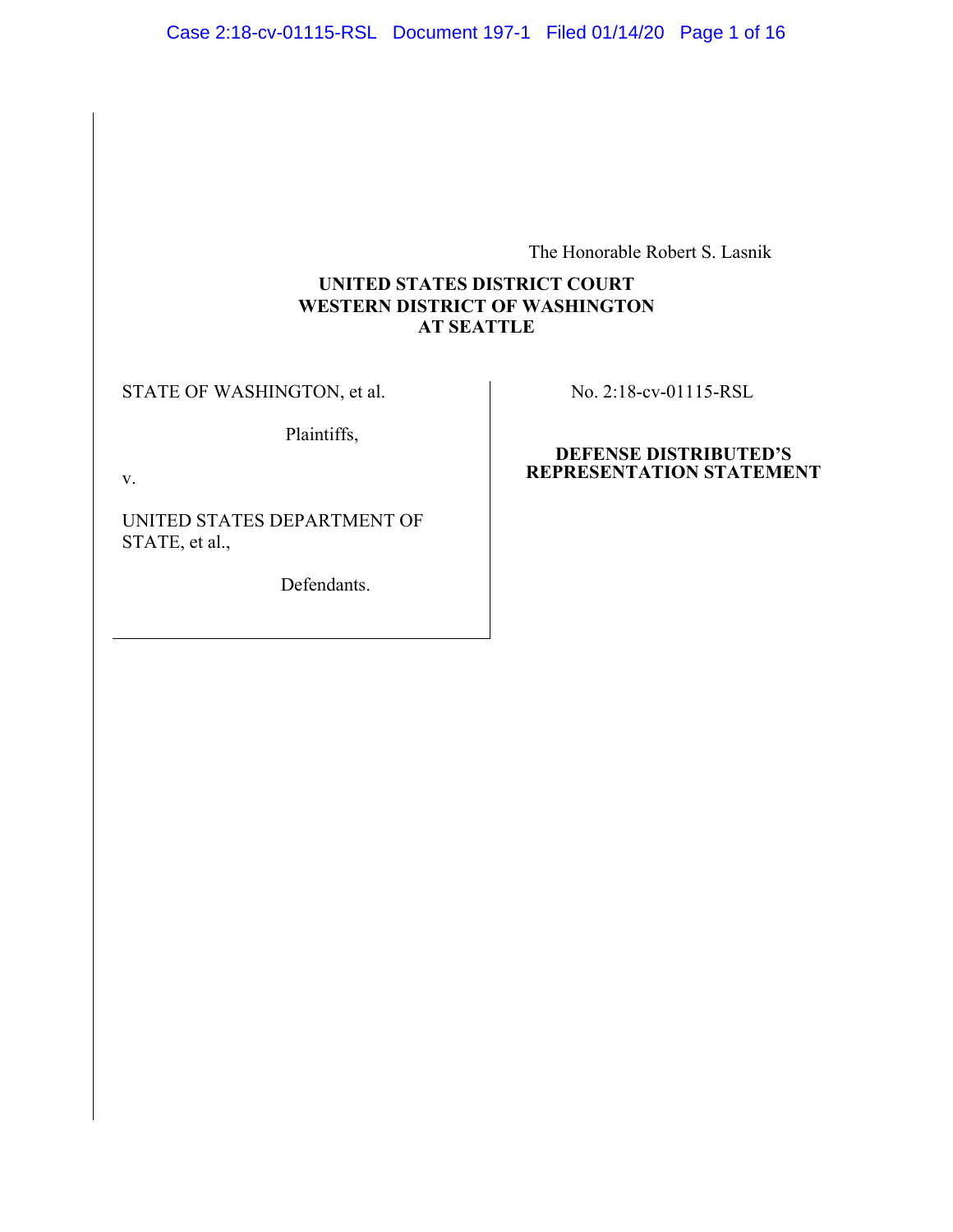The Honorable Robert S. Lasnik

**UNITED STATES DISTRICT COURT**
**WESTERN DISTRICT OF WASHINGTON**
**AT SEATTLE**

| | |
|---|---|
| STATE OF WASHINGTON, et al.<br><br>Plaintiffs,<br><br>v.<br><br>UNITED STATES DEPARTMENT OF STATE, et al.,<br><br>Defendants. | No. 2:18-cv-01115-RSL<br><br>**DEFENSE DISTRIBUTED'S REPRESENTATION STATEMENT** |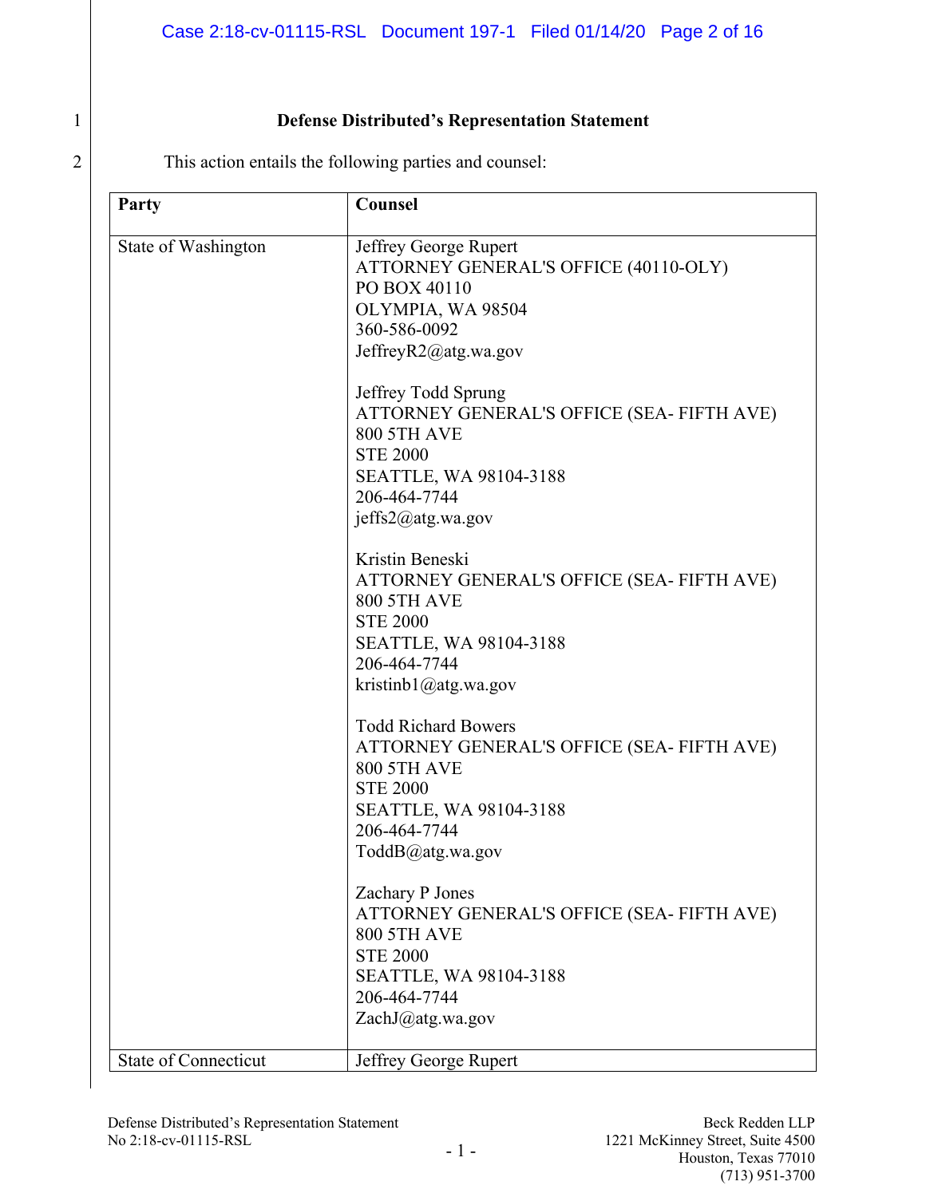**Defense Distributed's Representation Statement**

This action entails the following parties and counsel:

| Party | Counsel |
|---|---|
| State of Washington | Jeffrey George Rupert<br>ATTORNEY GENERAL'S OFFICE (40110-OLY)<br>PO BOX 40110<br>OLYMPIA, WA 98504<br>360-586-0092<br>JeffreyR2@atg.wa.gov<br><br>Jeffrey Todd Sprung<br>ATTORNEY GENERAL'S OFFICE (SEA- FIFTH AVE)<br>800 5TH AVE<br>STE 2000<br>SEATTLE, WA 98104-3188<br>206-464-7744<br>jeffs2@atg.wa.gov<br><br>Kristin Beneski<br>ATTORNEY GENERAL'S OFFICE (SEA- FIFTH AVE)<br>800 5TH AVE<br>STE 2000<br>SEATTLE, WA 98104-3188<br>206-464-7744<br>kristinb1@atg.wa.gov<br><br>Todd Richard Bowers<br>ATTORNEY GENERAL'S OFFICE (SEA- FIFTH AVE)<br>800 5TH AVE<br>STE 2000<br>SEATTLE, WA 98104-3188<br>206-464-7744<br>ToddB@atg.wa.gov<br><br>Zachary P Jones<br>ATTORNEY GENERAL'S OFFICE (SEA- FIFTH AVE)<br>800 5TH AVE<br>STE 2000<br>SEATTLE, WA 98104-3188<br>206-464-7744<br>ZachJ@atg.wa.gov |
| State of Connecticut | Jeffrey George Rupert |

Defense Distributed's Representation Statement
No 2:18-cv-01115-RSL

Beck Redden LLP
1221 McKinney Street, Suite 4500
Houston, Texas 77010
(713) 951-3700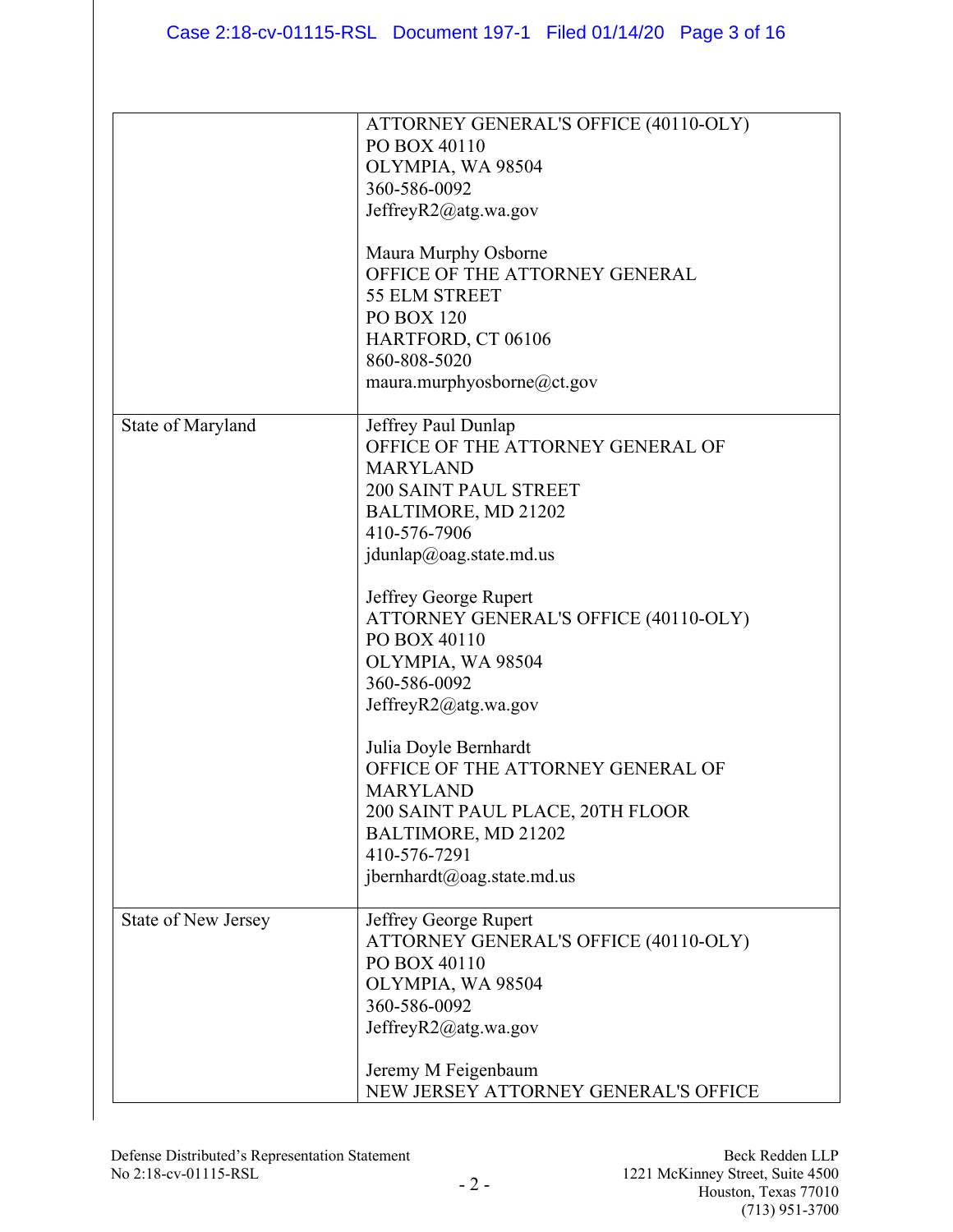| | |
|---|---|
| | ATTORNEY GENERAL'S OFFICE (40110-OLY)<br>PO BOX 40110<br>OLYMPIA, WA 98504<br>360-586-0092<br>JeffreyR2@atg.wa.gov<br><br>Maura Murphy Osborne<br>OFFICE OF THE ATTORNEY GENERAL<br>55 ELM STREET<br>PO BOX 120<br>HARTFORD, CT 06106<br>860-808-5020<br>maura.murphyosborne@ct.gov |
| State of Maryland | Jeffrey Paul Dunlap<br>OFFICE OF THE ATTORNEY GENERAL OF MARYLAND<br>200 SAINT PAUL STREET<br>BALTIMORE, MD 21202<br>410-576-7906<br>jdunlap@oag.state.md.us<br><br>Jeffrey George Rupert<br>ATTORNEY GENERAL'S OFFICE (40110-OLY)<br>PO BOX 40110<br>OLYMPIA, WA 98504<br>360-586-0092<br>JeffreyR2@atg.wa.gov<br><br>Julia Doyle Bernhardt<br>OFFICE OF THE ATTORNEY GENERAL OF MARYLAND<br>200 SAINT PAUL PLACE, 20TH FLOOR<br>BALTIMORE, MD 21202<br>410-576-7291<br>jbernhardt@oag.state.md.us |
| State of New Jersey | Jeffrey George Rupert<br>ATTORNEY GENERAL'S OFFICE (40110-OLY)<br>PO BOX 40110<br>OLYMPIA, WA 98504<br>360-586-0092<br>JeffreyR2@atg.wa.gov<br><br>Jeremy M Feigenbaum<br>NEW JERSEY ATTORNEY GENERAL'S OFFICE |

Defense Distributed's Representation Statement
No 2:18-cv-01115-RSL

Beck Redden LLP
1221 McKinney Street, Suite 4500
Houston, Texas 77010
(713) 951-3700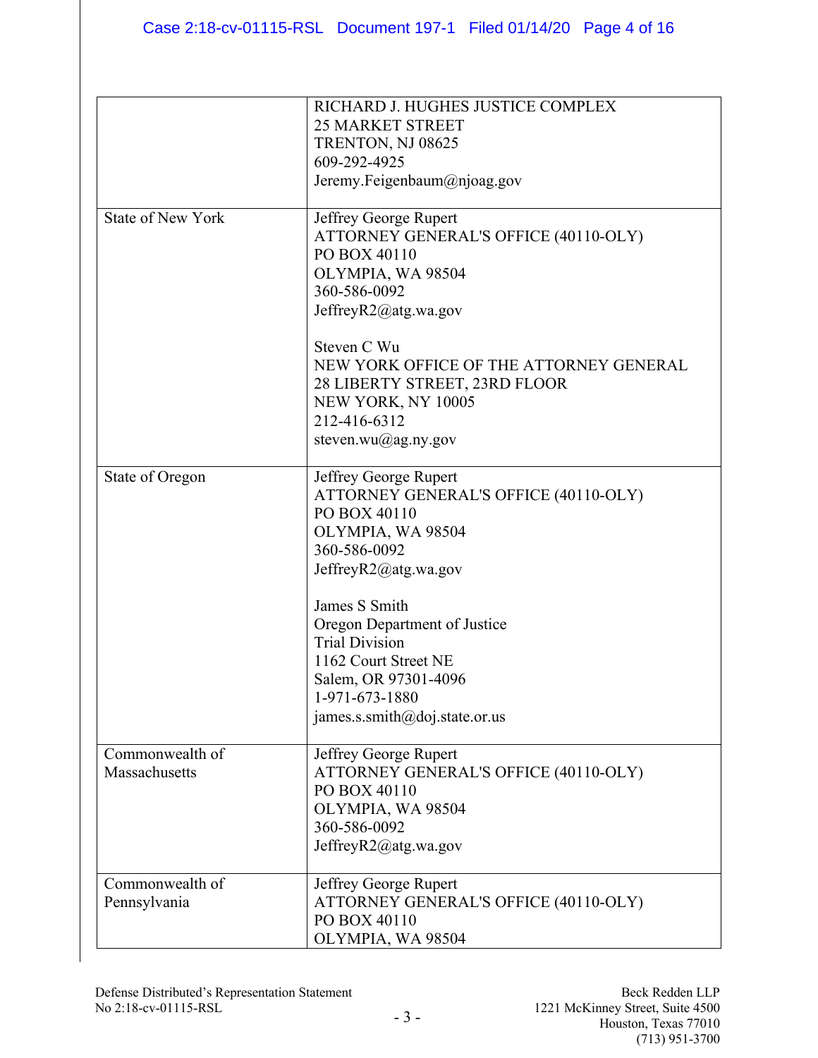| | |
|---|---|
| | RICHARD J. HUGHES JUSTICE COMPLEX<br>25 MARKET STREET<br>TRENTON, NJ 08625<br>609-292-4925<br>Jeremy.Feigenbaum@njoag.gov |
| State of New York | Jeffrey George Rupert<br>ATTORNEY GENERAL'S OFFICE (40110-OLY)<br>PO BOX 40110<br>OLYMPIA, WA 98504<br>360-586-0092<br>JeffreyR2@atg.wa.gov<br><br>Steven C Wu<br>NEW YORK OFFICE OF THE ATTORNEY GENERAL<br>28 LIBERTY STREET, 23RD FLOOR<br>NEW YORK, NY 10005<br>212-416-6312<br>steven.wu@ag.ny.gov |
| State of Oregon | Jeffrey George Rupert<br>ATTORNEY GENERAL'S OFFICE (40110-OLY)<br>PO BOX 40110<br>OLYMPIA, WA 98504<br>360-586-0092<br>JeffreyR2@atg.wa.gov<br><br>James S Smith<br>Oregon Department of Justice<br>Trial Division<br>1162 Court Street NE<br>Salem, OR 97301-4096<br>1-971-673-1880<br>james.s.smith@doj.state.or.us |
| Commonwealth of Massachusetts | Jeffrey George Rupert<br>ATTORNEY GENERAL'S OFFICE (40110-OLY)<br>PO BOX 40110<br>OLYMPIA, WA 98504<br>360-586-0092<br>JeffreyR2@atg.wa.gov |
| Commonwealth of Pennsylvania | Jeffrey George Rupert<br>ATTORNEY GENERAL'S OFFICE (40110-OLY)<br>PO BOX 40110<br>OLYMPIA, WA 98504 |

Defense Distributed's Representation Statement
No 2:18-cv-01115-RSL

Beck Redden LLP
1221 McKinney Street, Suite 4500
Houston, Texas 77010
(713) 951-3700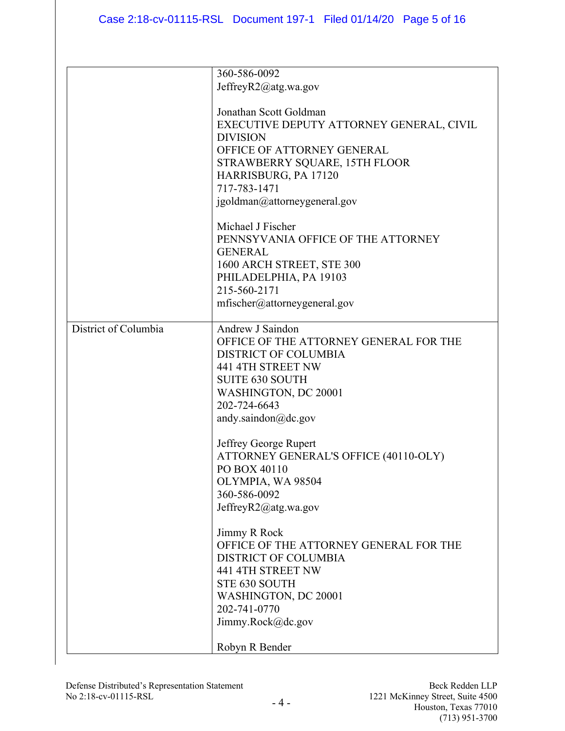| | |
|---|---|
| | 360-586-0092<br>JeffreyR2@atg.wa.gov<br><br>Jonathan Scott Goldman<br>EXECUTIVE DEPUTY ATTORNEY GENERAL, CIVIL DIVISION<br>OFFICE OF ATTORNEY GENERAL<br>STRAWBERRY SQUARE, 15TH FLOOR<br>HARRISBURG, PA 17120<br>717-783-1471<br>jgoldman@attorneygeneral.gov<br><br>Michael J Fischer<br>PENNSYVANIA OFFICE OF THE ATTORNEY GENERAL<br>1600 ARCH STREET, STE 300<br>PHILADELPHIA, PA 19103<br>215-560-2171<br>mfischer@attorneygeneral.gov |
| District of Columbia | Andrew J Saindon<br>OFFICE OF THE ATTORNEY GENERAL FOR THE DISTRICT OF COLUMBIA<br>441 4TH STREET NW<br>SUITE 630 SOUTH<br>WASHINGTON, DC 20001<br>202-724-6643<br>andy.saindon@dc.gov<br><br>Jeffrey George Rupert<br>ATTORNEY GENERAL'S OFFICE (40110-OLY)<br>PO BOX 40110<br>OLYMPIA, WA 98504<br>360-586-0092<br>JeffreyR2@atg.wa.gov<br><br>Jimmy R Rock<br>OFFICE OF THE ATTORNEY GENERAL FOR THE DISTRICT OF COLUMBIA<br>441 4TH STREET NW<br>STE 630 SOUTH<br>WASHINGTON, DC 20001<br>202-741-0770<br>Jimmy.Rock@dc.gov<br><br>Robyn R Bender |

Defense Distributed's Representation Statement
No 2:18-cv-01115-RSL

Beck Redden LLP
1221 McKinney Street, Suite 4500
Houston, Texas 77010
(713) 951-3700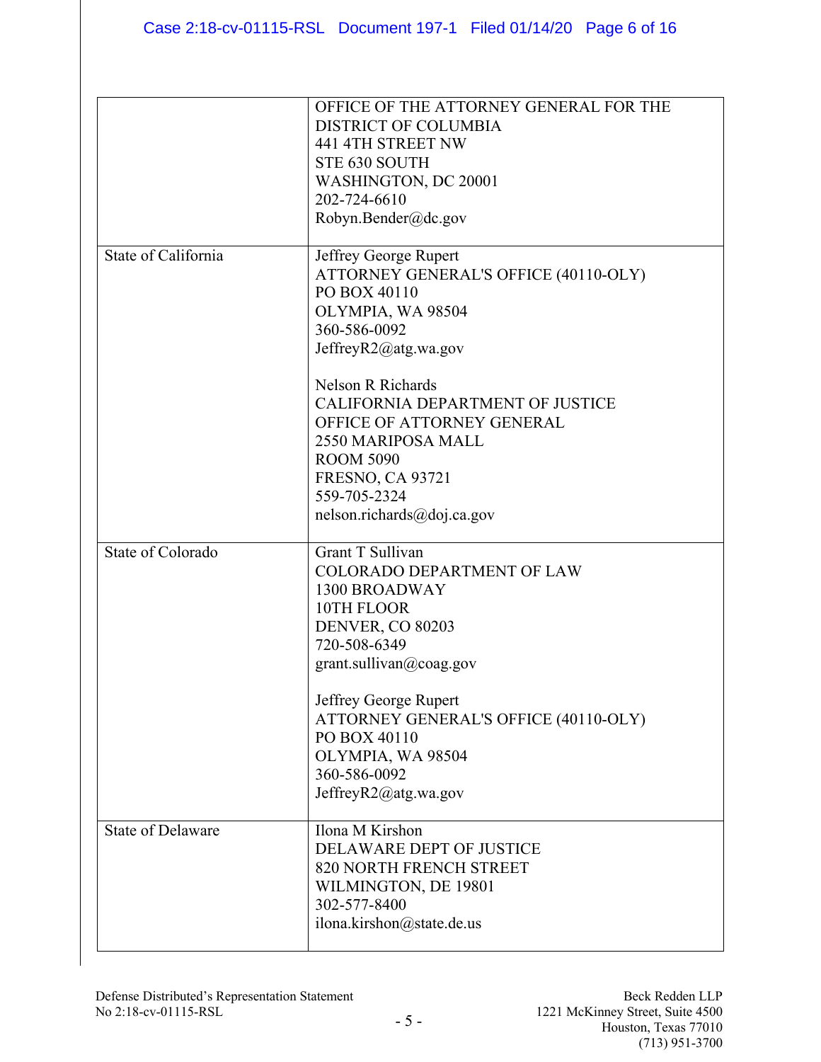| | |
|---|---|
| | OFFICE OF THE ATTORNEY GENERAL FOR THE DISTRICT OF COLUMBIA<br>441 4TH STREET NW<br>STE 630 SOUTH<br>WASHINGTON, DC 20001<br>202-724-6610<br>Robyn.Bender@dc.gov |
| State of California | Jeffrey George Rupert<br>ATTORNEY GENERAL'S OFFICE (40110-OLY)<br>PO BOX 40110<br>OLYMPIA, WA 98504<br>360-586-0092<br>JeffreyR2@atg.wa.gov<br><br>Nelson R Richards<br>CALIFORNIA DEPARTMENT OF JUSTICE<br>OFFICE OF ATTORNEY GENERAL<br>2550 MARIPOSA MALL<br>ROOM 5090<br>FRESNO, CA 93721<br>559-705-2324<br>nelson.richards@doj.ca.gov |
| State of Colorado | Grant T Sullivan<br>COLORADO DEPARTMENT OF LAW<br>1300 BROADWAY<br>10TH FLOOR<br>DENVER, CO 80203<br>720-508-6349<br>grant.sullivan@coag.gov<br><br>Jeffrey George Rupert<br>ATTORNEY GENERAL'S OFFICE (40110-OLY)<br>PO BOX 40110<br>OLYMPIA, WA 98504<br>360-586-0092<br>JeffreyR2@atg.wa.gov |
| State of Delaware | Ilona M Kirshon<br>DELAWARE DEPT OF JUSTICE<br>820 NORTH FRENCH STREET<br>WILMINGTON, DE 19801<br>302-577-8400<br>ilona.kirshon@state.de.us |

Defense Distributed's Representation Statement
No 2:18-cv-01115-RSL

Beck Redden LLP
1221 McKinney Street, Suite 4500
Houston, Texas 77010
(713) 951-3700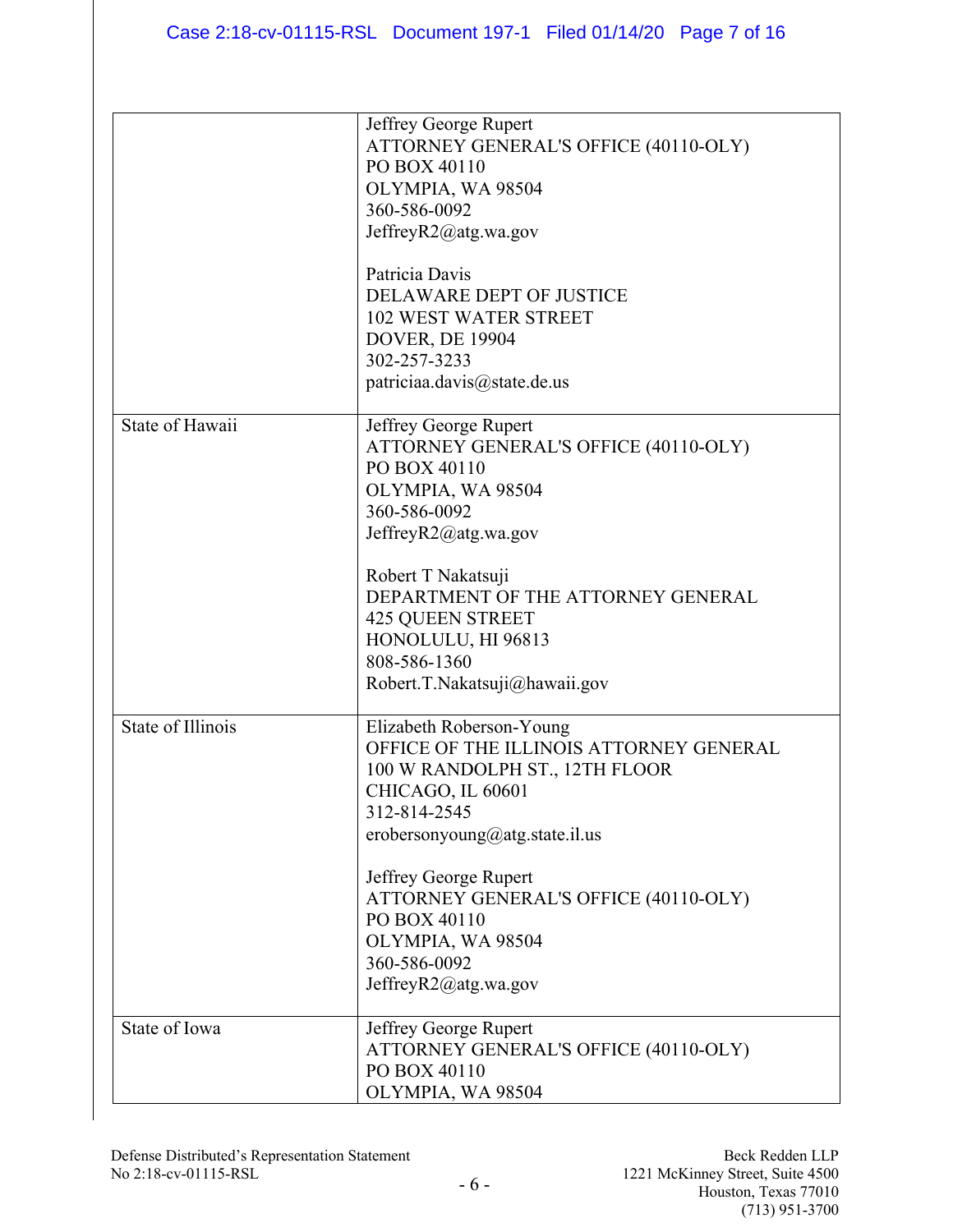| | |
|---|---|
| | Jeffrey George Rupert<br>ATTORNEY GENERAL'S OFFICE (40110-OLY)<br>PO BOX 40110<br>OLYMPIA, WA 98504<br>360-586-0092<br>JeffreyR2@atg.wa.gov<br><br>Patricia Davis<br>DELAWARE DEPT OF JUSTICE<br>102 WEST WATER STREET<br>DOVER, DE 19904<br>302-257-3233<br>patriciaa.davis@state.de.us |
| State of Hawaii | Jeffrey George Rupert<br>ATTORNEY GENERAL'S OFFICE (40110-OLY)<br>PO BOX 40110<br>OLYMPIA, WA 98504<br>360-586-0092<br>JeffreyR2@atg.wa.gov<br><br>Robert T Nakatsuji<br>DEPARTMENT OF THE ATTORNEY GENERAL<br>425 QUEEN STREET<br>HONOLULU, HI 96813<br>808-586-1360<br>Robert.T.Nakatsuji@hawaii.gov |
| State of Illinois | Elizabeth Roberson-Young<br>OFFICE OF THE ILLINOIS ATTORNEY GENERAL<br>100 W RANDOLPH ST., 12TH FLOOR<br>CHICAGO, IL 60601<br>312-814-2545<br>erobersonyoung@atg.state.il.us<br><br>Jeffrey George Rupert<br>ATTORNEY GENERAL'S OFFICE (40110-OLY)<br>PO BOX 40110<br>OLYMPIA, WA 98504<br>360-586-0092<br>JeffreyR2@atg.wa.gov |
| State of Iowa | Jeffrey George Rupert<br>ATTORNEY GENERAL'S OFFICE (40110-OLY)<br>PO BOX 40110<br>OLYMPIA, WA 98504 |

Defense Distributed's Representation Statement
No 2:18-cv-01115-RSL

Beck Redden LLP
1221 McKinney Street, Suite 4500
Houston, Texas 77010
(713) 951-3700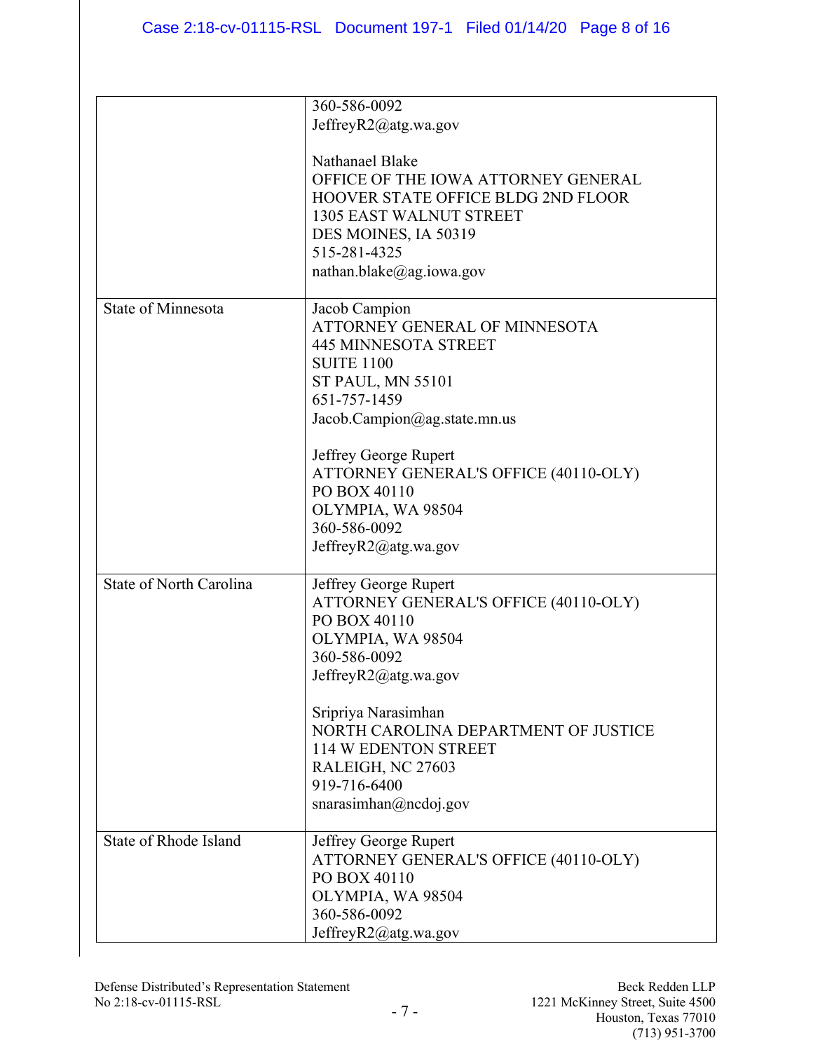| | |
|---|---|
| | 360-586-0092<br>JeffreyR2@atg.wa.gov<br><br>Nathanael Blake<br>OFFICE OF THE IOWA ATTORNEY GENERAL<br>HOOVER STATE OFFICE BLDG 2ND FLOOR<br>1305 EAST WALNUT STREET<br>DES MOINES, IA 50319<br>515-281-4325<br>nathan.blake@ag.iowa.gov |
| State of Minnesota | Jacob Campion<br>ATTORNEY GENERAL OF MINNESOTA<br>445 MINNESOTA STREET<br>SUITE 1100<br>ST PAUL, MN 55101<br>651-757-1459<br>Jacob.Campion@ag.state.mn.us<br><br>Jeffrey George Rupert<br>ATTORNEY GENERAL'S OFFICE (40110-OLY)<br>PO BOX 40110<br>OLYMPIA, WA 98504<br>360-586-0092<br>JeffreyR2@atg.wa.gov |
| State of North Carolina | Jeffrey George Rupert<br>ATTORNEY GENERAL'S OFFICE (40110-OLY)<br>PO BOX 40110<br>OLYMPIA, WA 98504<br>360-586-0092<br>JeffreyR2@atg.wa.gov<br><br>Sripriya Narasimhan<br>NORTH CAROLINA DEPARTMENT OF JUSTICE<br>114 W EDENTON STREET<br>RALEIGH, NC 27603<br>919-716-6400<br>snarasimhan@ncdoj.gov |
| State of Rhode Island | Jeffrey George Rupert<br>ATTORNEY GENERAL'S OFFICE (40110-OLY)<br>PO BOX 40110<br>OLYMPIA, WA 98504<br>360-586-0092<br>JeffreyR2@atg.wa.gov |

Defense Distributed's Representation Statement
No 2:18-cv-01115-RSL

Beck Redden LLP
1221 McKinney Street, Suite 4500
Houston, Texas 77010
(713) 951-3700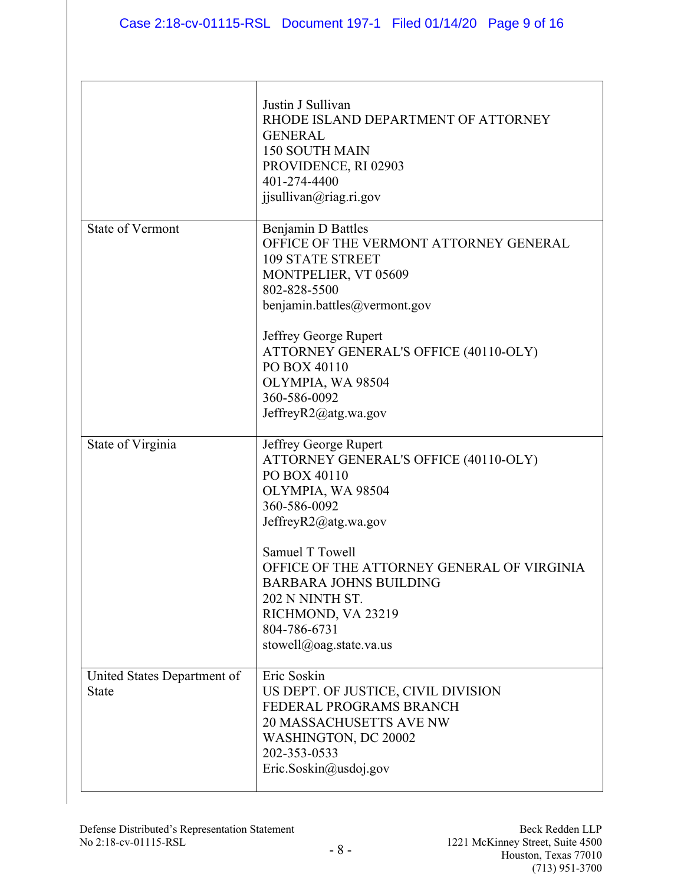| | |
|---|---|
| | Justin J Sullivan<br>RHODE ISLAND DEPARTMENT OF ATTORNEY GENERAL<br>150 SOUTH MAIN<br>PROVIDENCE, RI 02903<br>401-274-4400<br>jjsullivan@riag.ri.gov |
| State of Vermont | Benjamin D Battles<br>OFFICE OF THE VERMONT ATTORNEY GENERAL<br>109 STATE STREET<br>MONTPELIER, VT 05609<br>802-828-5500<br>benjamin.battles@vermont.gov<br><br>Jeffrey George Rupert<br>ATTORNEY GENERAL'S OFFICE (40110-OLY)<br>PO BOX 40110<br>OLYMPIA, WA 98504<br>360-586-0092<br>JeffreyR2@atg.wa.gov |
| State of Virginia | Jeffrey George Rupert<br>ATTORNEY GENERAL'S OFFICE (40110-OLY)<br>PO BOX 40110<br>OLYMPIA, WA 98504<br>360-586-0092<br>JeffreyR2@atg.wa.gov<br><br>Samuel T Towell<br>OFFICE OF THE ATTORNEY GENERAL OF VIRGINIA<br>BARBARA JOHNS BUILDING<br>202 N NINTH ST.<br>RICHMOND, VA 23219<br>804-786-6731<br>stowell@oag.state.va.us |
| United States Department of State | Eric Soskin<br>US DEPT. OF JUSTICE, CIVIL DIVISION<br>FEDERAL PROGRAMS BRANCH<br>20 MASSACHUSETTS AVE NW<br>WASHINGTON, DC 20002<br>202-353-0533<br>Eric.Soskin@usdoj.gov |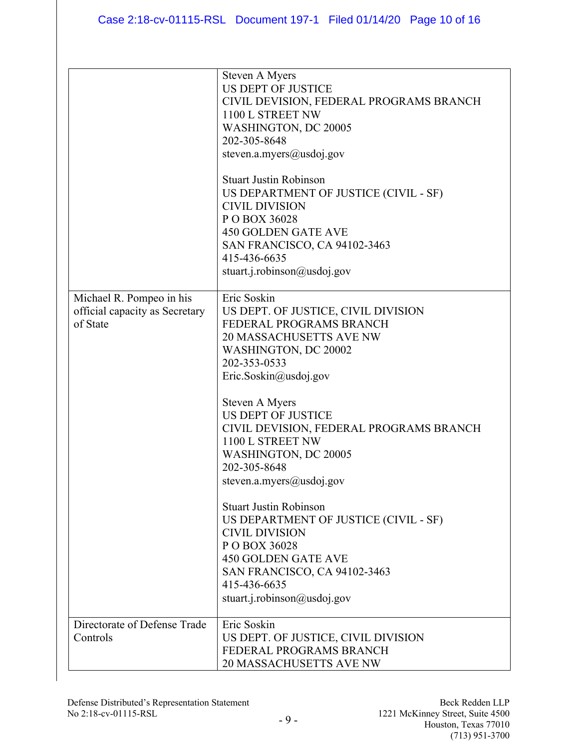| | |
|---|---|
| | Steven A Myers<br>US DEPT OF JUSTICE<br>CIVIL DEVISION, FEDERAL PROGRAMS BRANCH<br>1100 L STREET NW<br>WASHINGTON, DC 20005<br>202-305-8648<br>steven.a.myers@usdoj.gov<br><br>Stuart Justin Robinson<br>US DEPARTMENT OF JUSTICE (CIVIL - SF)<br>CIVIL DIVISION<br>P O BOX 36028<br>450 GOLDEN GATE AVE<br>SAN FRANCISCO, CA 94102-3463<br>415-436-6635<br>stuart.j.robinson@usdoj.gov |
| Michael R. Pompeo in his official capacity as Secretary of State | Eric Soskin<br>US DEPT. OF JUSTICE, CIVIL DIVISION<br>FEDERAL PROGRAMS BRANCH<br>20 MASSACHUSETTS AVE NW<br>WASHINGTON, DC 20002<br>202-353-0533<br>Eric.Soskin@usdoj.gov<br><br>Steven A Myers<br>US DEPT OF JUSTICE<br>CIVIL DEVISION, FEDERAL PROGRAMS BRANCH<br>1100 L STREET NW<br>WASHINGTON, DC 20005<br>202-305-8648<br>steven.a.myers@usdoj.gov<br><br>Stuart Justin Robinson<br>US DEPARTMENT OF JUSTICE (CIVIL - SF)<br>CIVIL DIVISION<br>P O BOX 36028<br>450 GOLDEN GATE AVE<br>SAN FRANCISCO, CA 94102-3463<br>415-436-6635<br>stuart.j.robinson@usdoj.gov |
| Directorate of Defense Trade Controls | Eric Soskin<br>US DEPT. OF JUSTICE, CIVIL DIVISION<br>FEDERAL PROGRAMS BRANCH<br>20 MASSACHUSETTS AVE NW |

Defense Distributed's Representation Statement
No 2:18-cv-01115-RSL

Beck Redden LLP
1221 McKinney Street, Suite 4500
Houston, Texas 77010
(713) 951-3700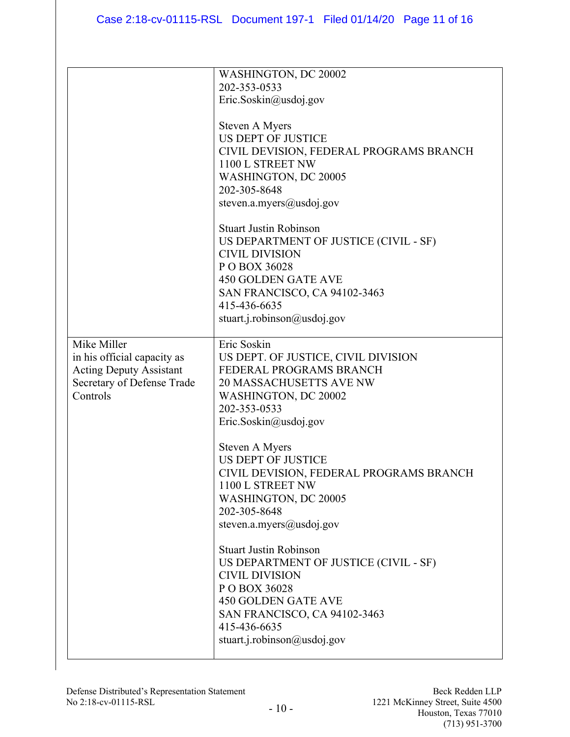| | |
|---|---|
| | WASHINGTON, DC 20002<br>202-353-0533<br>Eric.Soskin@usdoj.gov<br><br>Steven A Myers<br>US DEPT OF JUSTICE<br>CIVIL DEVISION, FEDERAL PROGRAMS BRANCH<br>1100 L STREET NW<br>WASHINGTON, DC 20005<br>202-305-8648<br>steven.a.myers@usdoj.gov<br><br>Stuart Justin Robinson<br>US DEPARTMENT OF JUSTICE (CIVIL - SF)<br>CIVIL DIVISION<br>P O BOX 36028<br>450 GOLDEN GATE AVE<br>SAN FRANCISCO, CA 94102-3463<br>415-436-6635<br>stuart.j.robinson@usdoj.gov |
| Mike Miller<br>in his official capacity as Acting Deputy Assistant Secretary of Defense Trade Controls | Eric Soskin<br>US DEPT. OF JUSTICE, CIVIL DIVISION<br>FEDERAL PROGRAMS BRANCH<br>20 MASSACHUSETTS AVE NW<br>WASHINGTON, DC 20002<br>202-353-0533<br>Eric.Soskin@usdoj.gov<br><br>Steven A Myers<br>US DEPT OF JUSTICE<br>CIVIL DEVISION, FEDERAL PROGRAMS BRANCH<br>1100 L STREET NW<br>WASHINGTON, DC 20005<br>202-305-8648<br>steven.a.myers@usdoj.gov<br><br>Stuart Justin Robinson<br>US DEPARTMENT OF JUSTICE (CIVIL - SF)<br>CIVIL DIVISION<br>P O BOX 36028<br>450 GOLDEN GATE AVE<br>SAN FRANCISCO, CA 94102-3463<br>415-436-6635<br>stuart.j.robinson@usdoj.gov |

Defense Distributed's Representation Statement
No 2:18-cv-01115-RSL

Beck Redden LLP
1221 McKinney Street, Suite 4500
Houston, Texas 77010
(713) 951-3700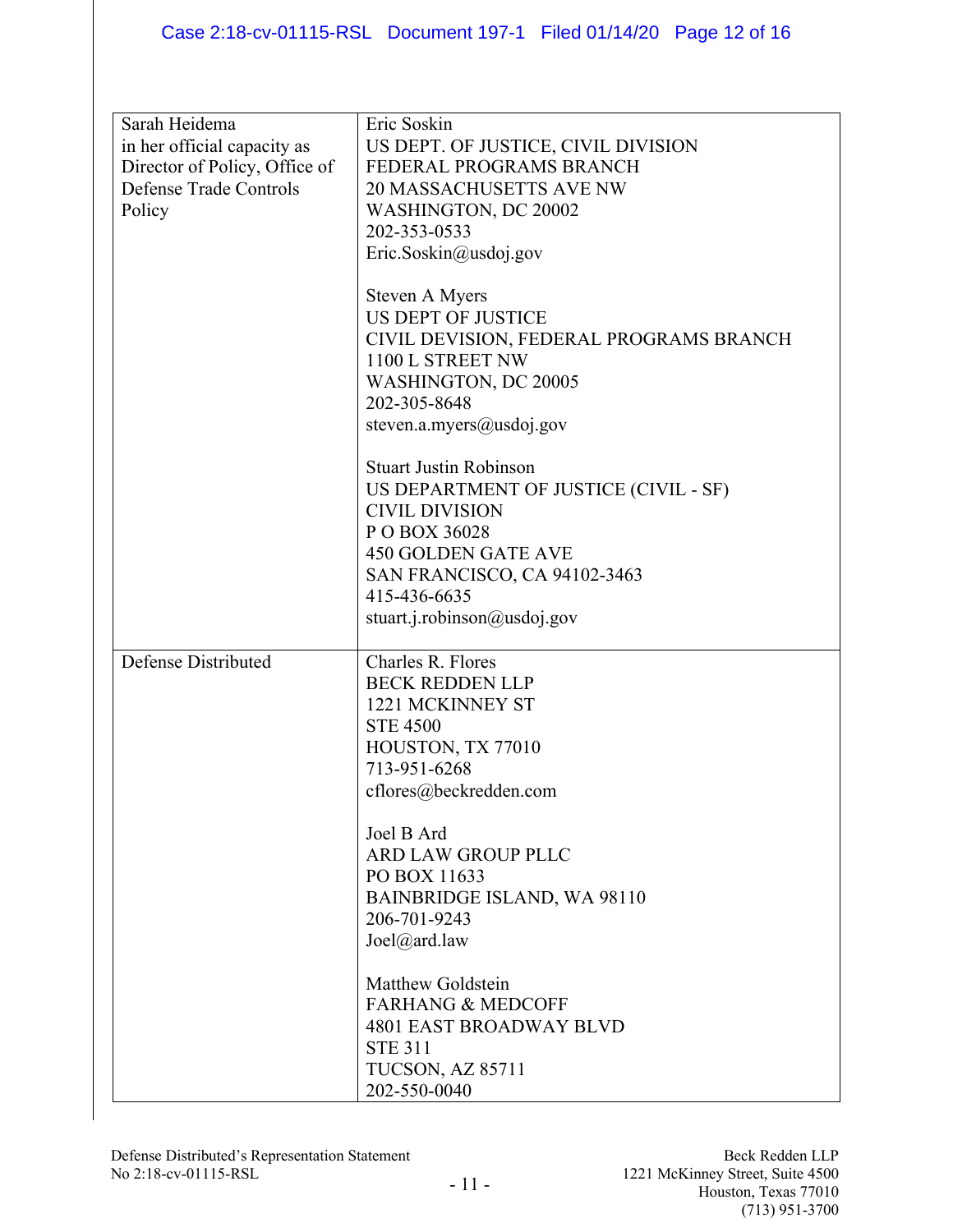| | |
|---|---|
| Sarah Heidema<br>in her official capacity as Director of Policy, Office of Defense Trade Controls Policy | Eric Soskin<br>US DEPT. OF JUSTICE, CIVIL DIVISION<br>FEDERAL PROGRAMS BRANCH<br>20 MASSACHUSETTS AVE NW<br>WASHINGTON, DC 20002<br>202-353-0533<br>Eric.Soskin@usdoj.gov<br><br>Steven A Myers<br>US DEPT OF JUSTICE<br>CIVIL DEVISION, FEDERAL PROGRAMS BRANCH<br>1100 L STREET NW<br>WASHINGTON, DC 20005<br>202-305-8648<br>steven.a.myers@usdoj.gov<br><br>Stuart Justin Robinson<br>US DEPARTMENT OF JUSTICE (CIVIL - SF)<br>CIVIL DIVISION<br>P O BOX 36028<br>450 GOLDEN GATE AVE<br>SAN FRANCISCO, CA 94102-3463<br>415-436-6635<br>stuart.j.robinson@usdoj.gov |
| Defense Distributed | Charles R. Flores<br>BECK REDDEN LLP<br>1221 MCKINNEY ST<br>STE 4500<br>HOUSTON, TX 77010<br>713-951-6268<br>cflores@beckredden.com<br><br>Joel B Ard<br>ARD LAW GROUP PLLC<br>PO BOX 11633<br>BAINBRIDGE ISLAND, WA 98110<br>206-701-9243<br>Joel@ard.law<br><br>Matthew Goldstein<br>FARHANG & MEDCOFF<br>4801 EAST BROADWAY BLVD<br>STE 311<br>TUCSON, AZ 85711<br>202-550-0040 |

Defense Distributed's Representation Statement
No 2:18-cv-01115-RSL

Beck Redden LLP
1221 McKinney Street, Suite 4500
Houston, Texas 77010
(713) 951-3700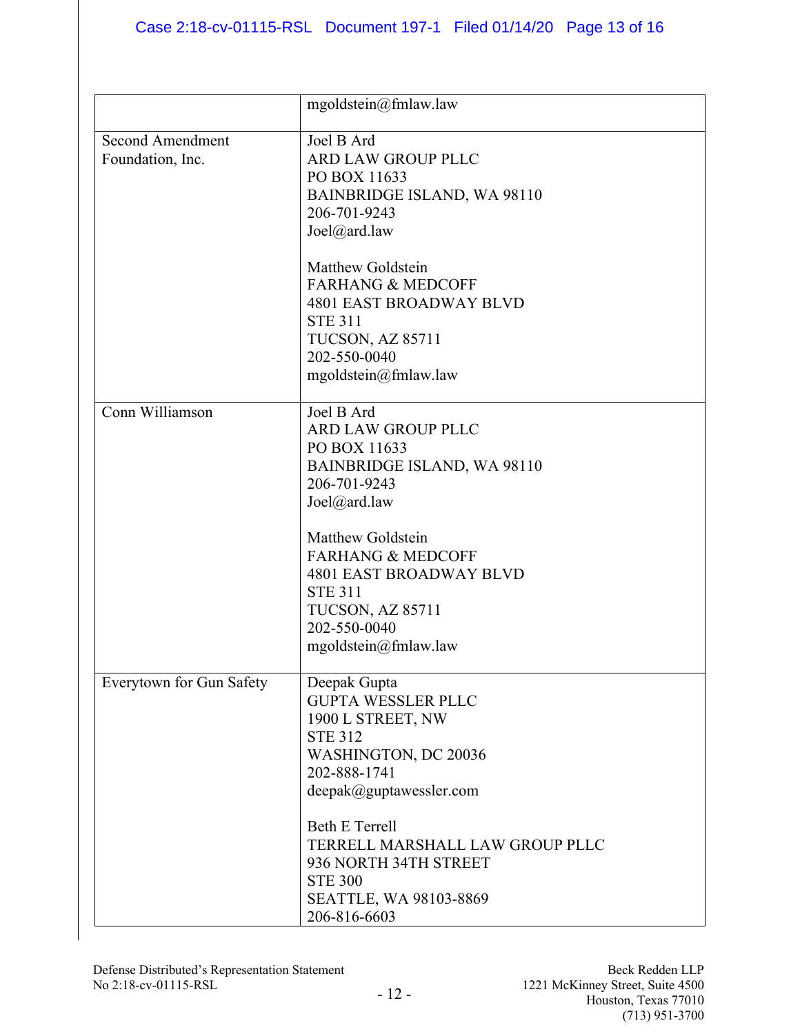|  |  |
|---|---|
|  | mgoldstein@fmlaw.law |
| Second Amendment Foundation, Inc. | Joel B Ard<br>ARD LAW GROUP PLLC<br>PO BOX 11633<br>BAINBRIDGE ISLAND, WA 98110<br>206-701-9243<br>Joel@ard.law<br><br>Matthew Goldstein<br>FARHANG & MEDCOFF<br>4801 EAST BROADWAY BLVD<br>STE 311<br>TUCSON, AZ 85711<br>202-550-0040<br>mgoldstein@fmlaw.law |
| Conn Williamson | Joel B Ard<br>ARD LAW GROUP PLLC<br>PO BOX 11633<br>BAINBRIDGE ISLAND, WA 98110<br>206-701-9243<br>Joel@ard.law<br><br>Matthew Goldstein<br>FARHANG & MEDCOFF<br>4801 EAST BROADWAY BLVD<br>STE 311<br>TUCSON, AZ 85711<br>202-550-0040<br>mgoldstein@fmlaw.law |
| Everytown for Gun Safety | Deepak Gupta<br>GUPTA WESSLER PLLC<br>1900 L STREET, NW<br>STE 312<br>WASHINGTON, DC 20036<br>202-888-1741<br>deepak@guptawessler.com<br><br>Beth E Terrell<br>TERRELL MARSHALL LAW GROUP PLLC<br>936 NORTH 34TH STREET<br>STE 300<br>SEATTLE, WA 98103-8869<br>206-816-6603 |

Defense Distributed's Representation Statement
No 2:18-cv-01115-RSL

Beck Redden LLP
1221 McKinney Street, Suite 4500
Houston, Texas 77010
(713) 951-3700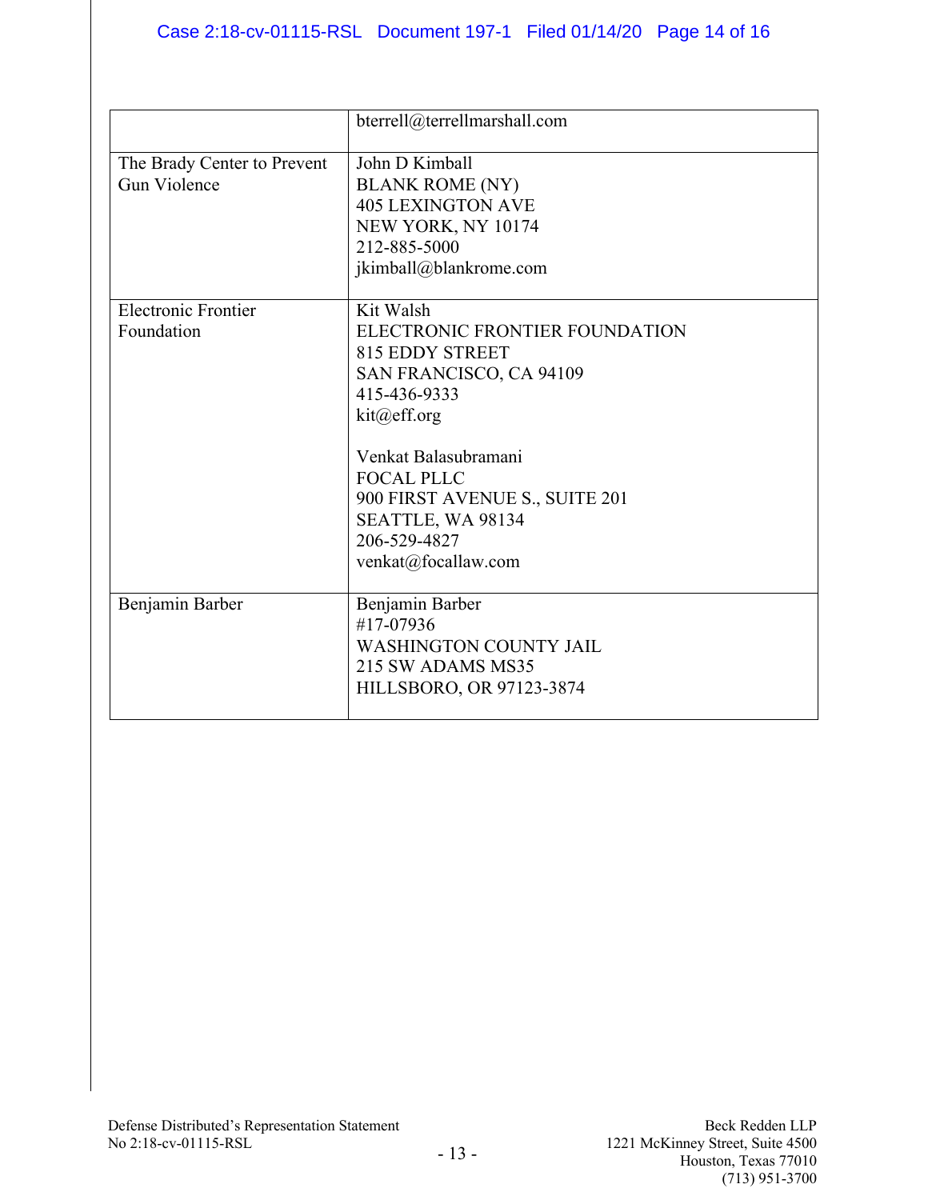| | |
|---|---|
| | bterrell@terrellmarshall.com |
| The Brady Center to Prevent Gun Violence | John D Kimball<br>BLANK ROME (NY)<br>405 LEXINGTON AVE<br>NEW YORK, NY 10174<br>212-885-5000<br>jkimball@blankrome.com |
| Electronic Frontier Foundation | Kit Walsh<br>ELECTRONIC FRONTIER FOUNDATION<br>815 EDDY STREET<br>SAN FRANCISCO, CA 94109<br>415-436-9333<br>kit@eff.org<br><br>Venkat Balasubramani<br>FOCAL PLLC<br>900 FIRST AVENUE S., SUITE 201<br>SEATTLE, WA 98134<br>206-529-4827<br>venkat@focallaw.com |
| Benjamin Barber | Benjamin Barber<br>#17-07936<br>WASHINGTON COUNTY JAIL<br>215 SW ADAMS MS35<br>HILLSBORO, OR 97123-3874 |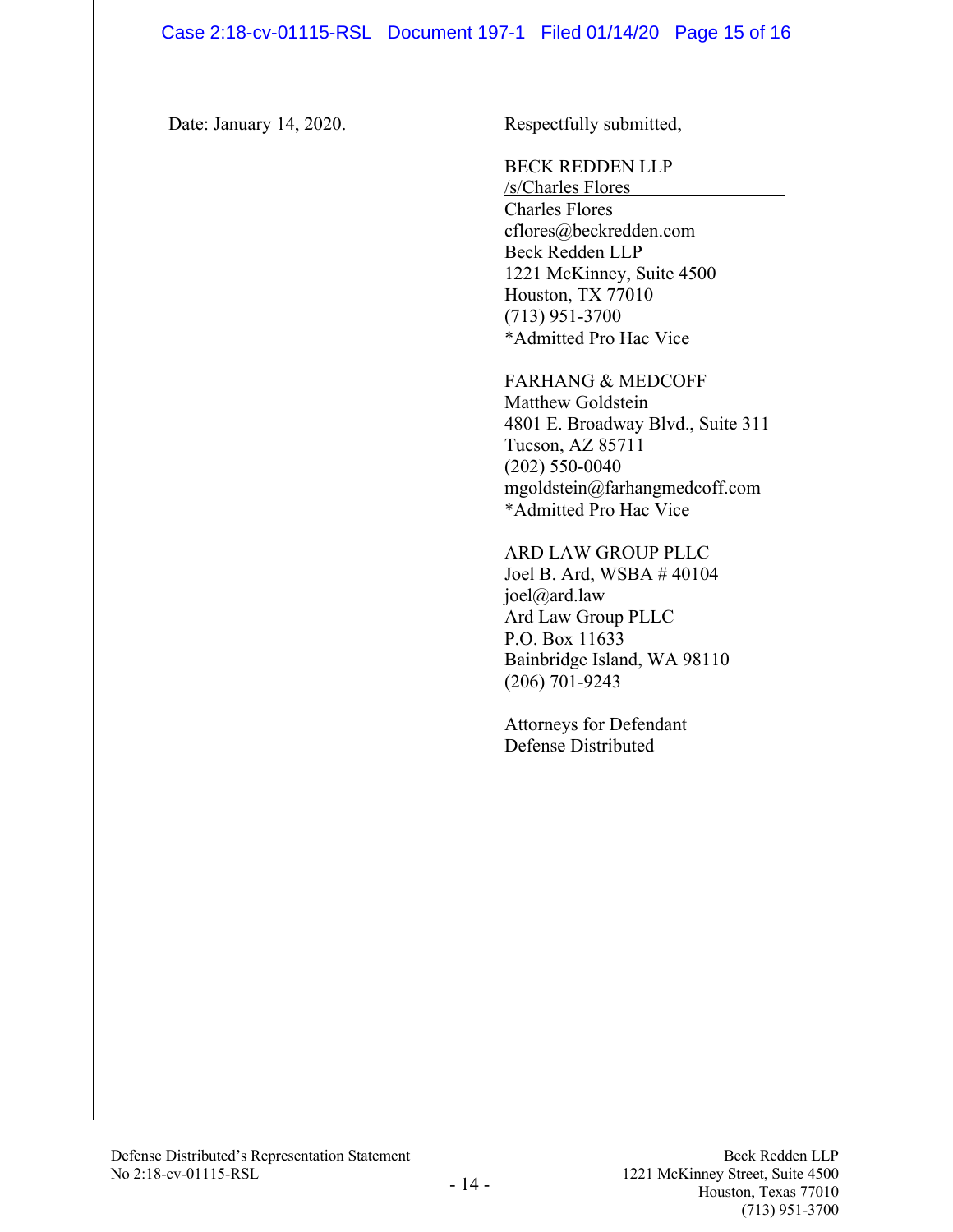Date: January 14, 2020.

Respectfully submitted,

BECK REDDEN LLP
/s/Charles Flores
Charles Flores
cflores@beckredden.com
Beck Redden LLP
1221 McKinney, Suite 4500
Houston, TX 77010
(713) 951-3700
*Admitted Pro Hac Vice

FARHANG & MEDCOFF
Matthew Goldstein
4801 E. Broadway Blvd., Suite 311
Tucson, AZ 85711
(202) 550-0040
mgoldstein@farhangmedcoff.com
*Admitted Pro Hac Vice

ARD LAW GROUP PLLC
Joel B. Ard, WSBA # 40104
joel@ard.law
Ard Law Group PLLC
P.O. Box 11633
Bainbridge Island, WA 98110
(206) 701-9243

Attorneys for Defendant
Defense Distributed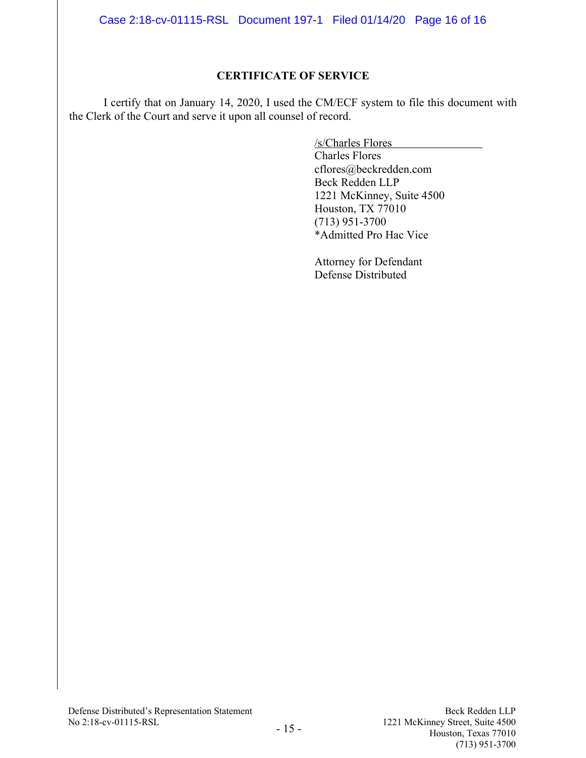## CERTIFICATE OF SERVICE

I certify that on January 14, 2020, I used the CM/ECF system to file this document with the Clerk of the Court and serve it upon all counsel of record.

/s/Charles Flores
Charles Flores
cflores@beckredden.com
Beck Redden LLP
1221 McKinney, Suite 4500
Houston, TX 77010
(713) 951-3700
*Admitted Pro Hac Vice

Attorney for Defendant
Defense Distributed